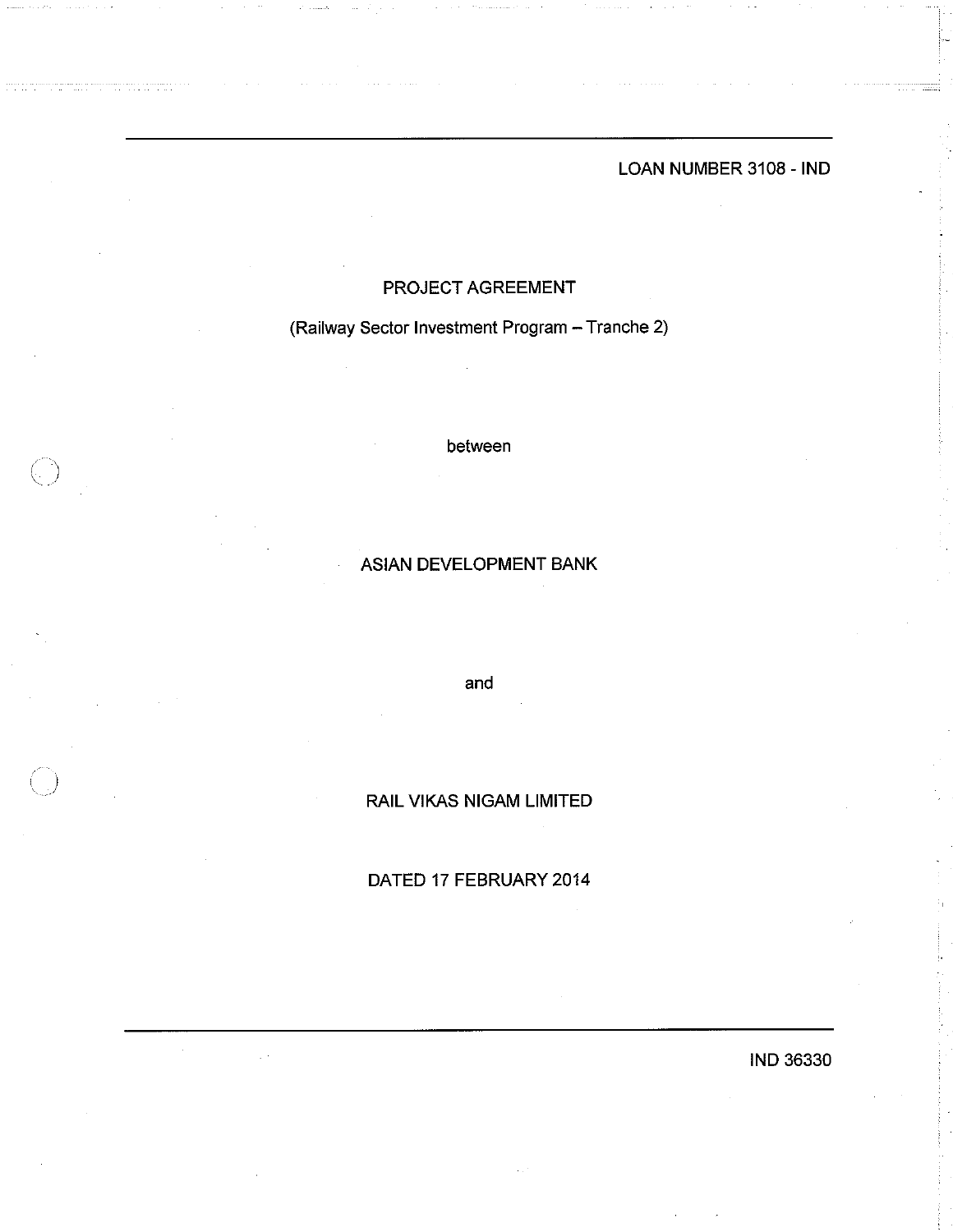LOAN NUMBER 3108 - IND

# PROJECT AGREEMENT

(Railway Sector Investment Program – Tranche 2)

between

ASIAN DEVELOPMENT BANK

and

RAIL VIKAS NIGAM LIMITED

DATED 17 FEBRUARY 2014

IND 36330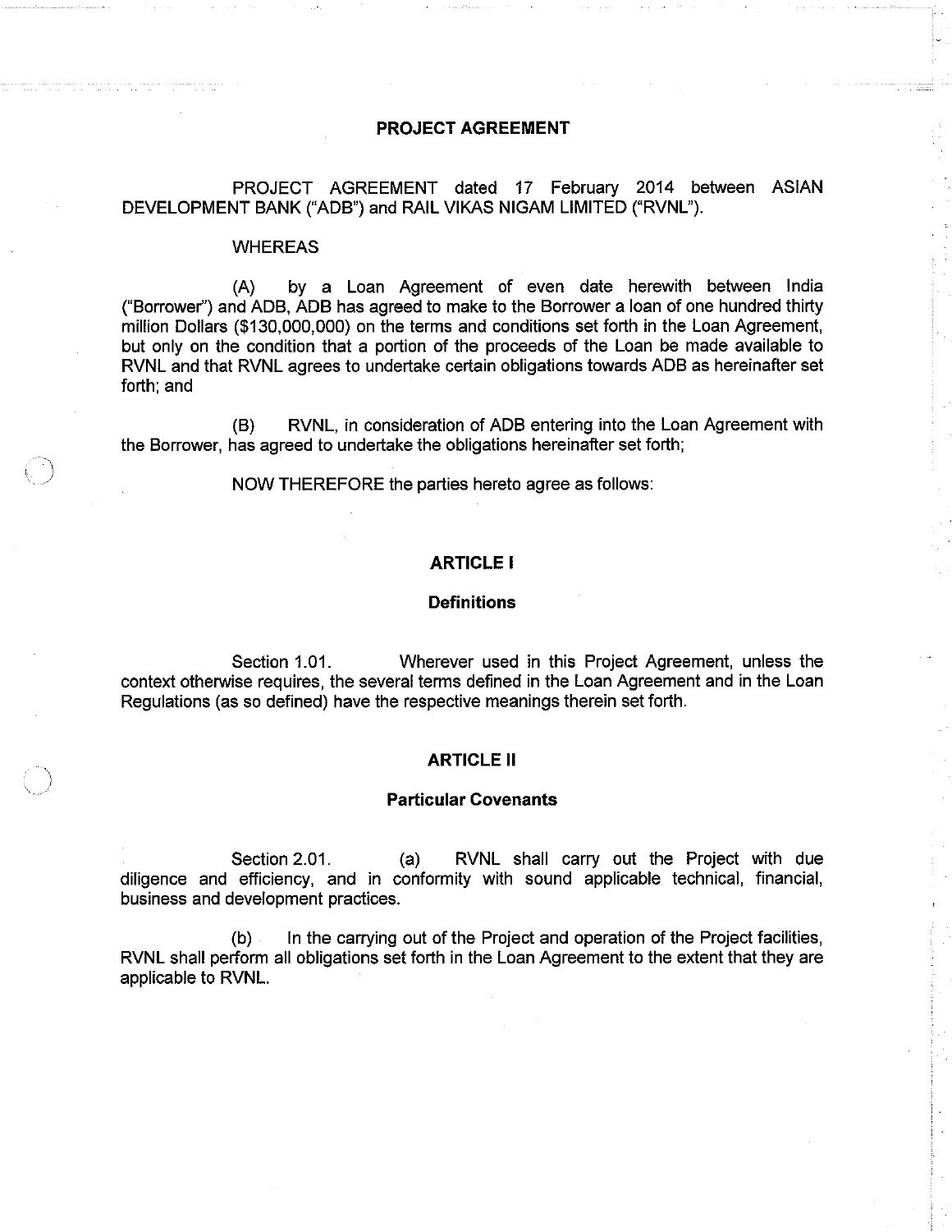# PROJECT AGREEMENT

PROJECT AGREEMENT dated 17 February 2014 between ASIAN DEVELOPMENT BANK ("ADB") and RAIL VIKAS NIGAM LIMITED ("RVNL").

WHEREAS

(A) by a Loan Agreement of even date herewith between India ("Borrower") and ADB, ADB has agreed to make to the Borrower a loan of one hundred thirty million Dollars ($130,000,000) on the terms and conditions set forth in the Loan Agreement, but only on the condition that a portion of the proceeds of the Loan be made available to RVNL and that RVNL agrees to undertake certain obligations towards ADB as hereinafter set forth; and

(B) RVNL, in consideration of ADB entering into the Loan Agreement with the Borrower, has agreed to undertake the obligations hereinafter set forth;

NOW THEREFORE the parties hereto agree as follows:

## ARTICLE I

### Definitions

Section 1.01. Wherever used in this Project Agreement, unless the context otherwise requires, the several terms defined in the Loan Agreement and in the Loan Regulations (as so defined) have the respective meanings therein set forth.

## ARTICLE II

### Particular Covenants

Section 2.01. (a) RVNL shall carry out the Project with due diligence and efficiency, and in conformity with sound applicable technical, financial, business and development practices.

(b) In the carrying out of the Project and operation of the Project facilities, RVNL shall perform all obligations set forth in the Loan Agreement to the extent that they are applicable to RVNL.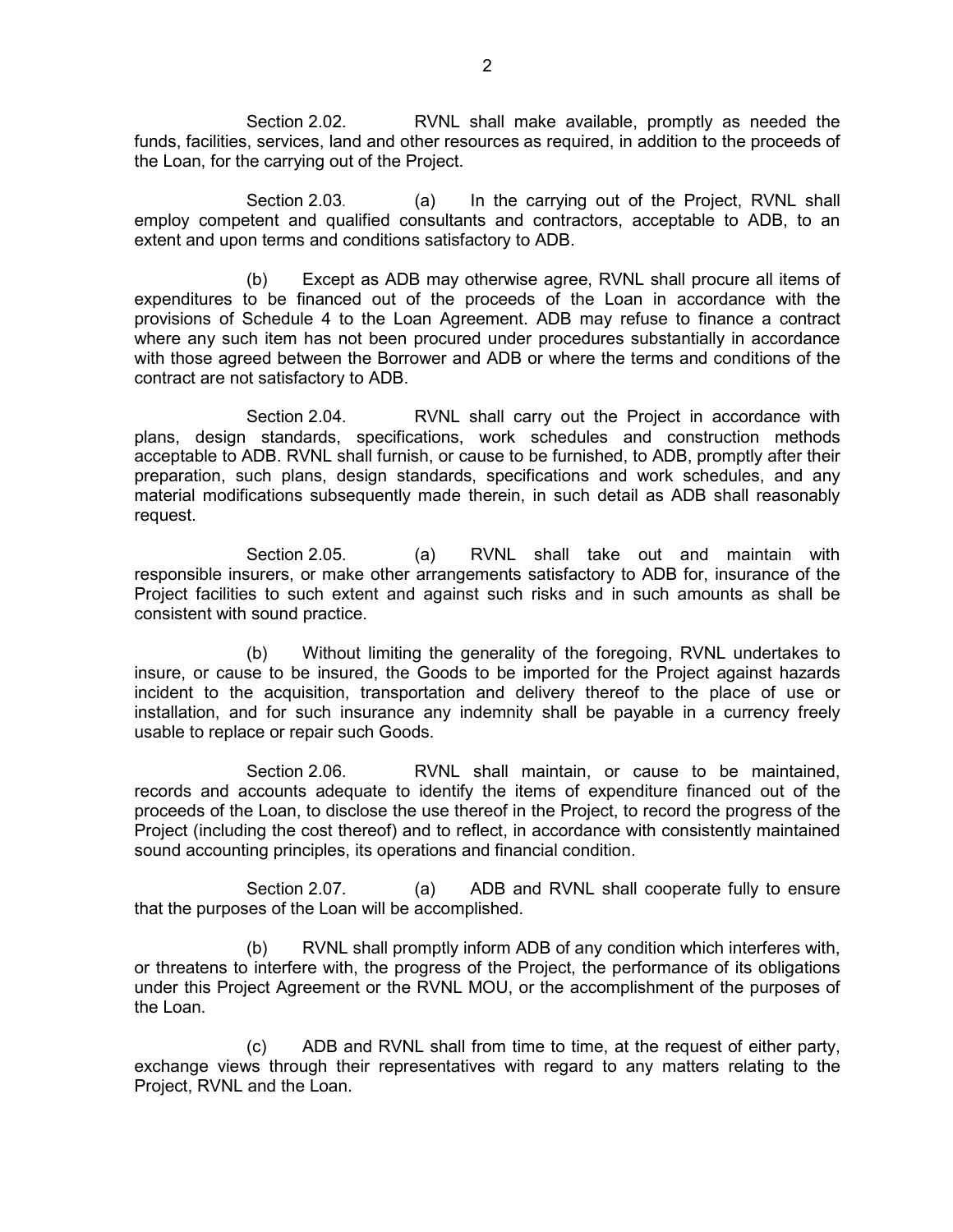Section 2.02. RVNL shall make available, promptly as needed the funds, facilities, services, land and other resources as required, in addition to the proceeds of the Loan, for the carrying out of the Project.

Section 2.03. (a) In the carrying out of the Project, RVNL shall employ competent and qualified consultants and contractors, acceptable to ADB, to an extent and upon terms and conditions satisfactory to ADB.

(b) Except as ADB may otherwise agree, RVNL shall procure all items of expenditures to be financed out of the proceeds of the Loan in accordance with the provisions of Schedule 4 to the Loan Agreement. ADB may refuse to finance a contract where any such item has not been procured under procedures substantially in accordance with those agreed between the Borrower and ADB or where the terms and conditions of the contract are not satisfactory to ADB.

Section 2.04. RVNL shall carry out the Project in accordance with plans, design standards, specifications, work schedules and construction methods acceptable to ADB. RVNL shall furnish, or cause to be furnished, to ADB, promptly after their preparation, such plans, design standards, specifications and work schedules, and any material modifications subsequently made therein, in such detail as ADB shall reasonably request.

Section 2.05. (a) RVNL shall take out and maintain with responsible insurers, or make other arrangements satisfactory to ADB for, insurance of the Project facilities to such extent and against such risks and in such amounts as shall be consistent with sound practice.

(b) Without limiting the generality of the foregoing, RVNL undertakes to insure, or cause to be insured, the Goods to be imported for the Project against hazards incident to the acquisition, transportation and delivery thereof to the place of use or installation, and for such insurance any indemnity shall be payable in a currency freely usable to replace or repair such Goods.

Section 2.06. RVNL shall maintain, or cause to be maintained, records and accounts adequate to identify the items of expenditure financed out of the proceeds of the Loan, to disclose the use thereof in the Project, to record the progress of the Project (including the cost thereof) and to reflect, in accordance with consistently maintained sound accounting principles, its operations and financial condition.

Section 2.07. (a) ADB and RVNL shall cooperate fully to ensure that the purposes of the Loan will be accomplished.

(b) RVNL shall promptly inform ADB of any condition which interferes with, or threatens to interfere with, the progress of the Project, the performance of its obligations under this Project Agreement or the RVNL MOU, or the accomplishment of the purposes of the Loan.

(c) ADB and RVNL shall from time to time, at the request of either party, exchange views through their representatives with regard to any matters relating to the Project, RVNL and the Loan.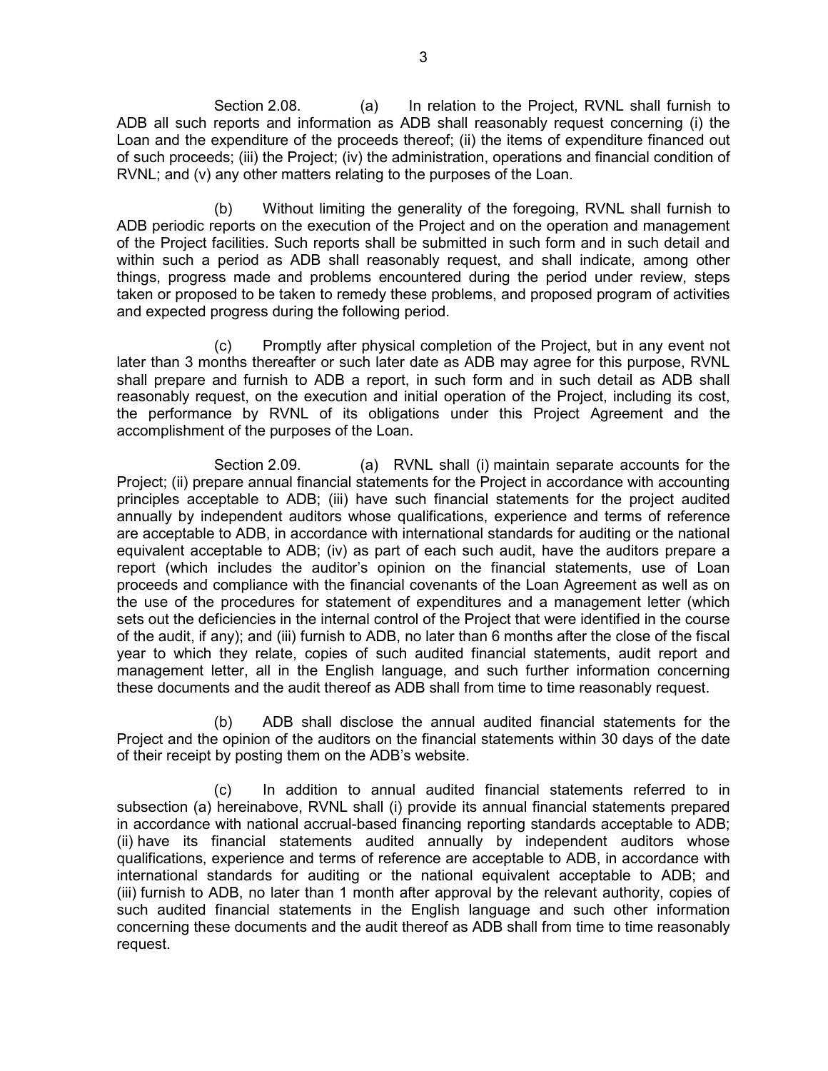Section 2.08. (a) In relation to the Project, RVNL shall furnish to ADB all such reports and information as ADB shall reasonably request concerning (i) the Loan and the expenditure of the proceeds thereof; (ii) the items of expenditure financed out of such proceeds; (iii) the Project; (iv) the administration, operations and financial condition of RVNL; and (v) any other matters relating to the purposes of the Loan.

(b) Without limiting the generality of the foregoing, RVNL shall furnish to ADB periodic reports on the execution of the Project and on the operation and management of the Project facilities. Such reports shall be submitted in such form and in such detail and within such a period as ADB shall reasonably request, and shall indicate, among other things, progress made and problems encountered during the period under review, steps taken or proposed to be taken to remedy these problems, and proposed program of activities and expected progress during the following period.

(c) Promptly after physical completion of the Project, but in any event not later than 3 months thereafter or such later date as ADB may agree for this purpose, RVNL shall prepare and furnish to ADB a report, in such form and in such detail as ADB shall reasonably request, on the execution and initial operation of the Project, including its cost, the performance by RVNL of its obligations under this Project Agreement and the accomplishment of the purposes of the Loan.

Section 2.09. (a) RVNL shall (i) maintain separate accounts for the Project; (ii) prepare annual financial statements for the Project in accordance with accounting principles acceptable to ADB; (iii) have such financial statements for the project audited annually by independent auditors whose qualifications, experience and terms of reference are acceptable to ADB, in accordance with international standards for auditing or the national equivalent acceptable to ADB; (iv) as part of each such audit, have the auditors prepare a report (which includes the auditor's opinion on the financial statements, use of Loan proceeds and compliance with the financial covenants of the Loan Agreement as well as on the use of the procedures for statement of expenditures and a management letter (which sets out the deficiencies in the internal control of the Project that were identified in the course of the audit, if any); and (iii) furnish to ADB, no later than 6 months after the close of the fiscal year to which they relate, copies of such audited financial statements, audit report and management letter, all in the English language, and such further information concerning these documents and the audit thereof as ADB shall from time to time reasonably request.

(b) ADB shall disclose the annual audited financial statements for the Project and the opinion of the auditors on the financial statements within 30 days of the date of their receipt by posting them on the ADB's website.

(c) In addition to annual audited financial statements referred to in subsection (a) hereinabove, RVNL shall (i) provide its annual financial statements prepared in accordance with national accrual-based financing reporting standards acceptable to ADB; (ii) have its financial statements audited annually by independent auditors whose qualifications, experience and terms of reference are acceptable to ADB, in accordance with international standards for auditing or the national equivalent acceptable to ADB; and (iii) furnish to ADB, no later than 1 month after approval by the relevant authority, copies of such audited financial statements in the English language and such other information concerning these documents and the audit thereof as ADB shall from time to time reasonably request.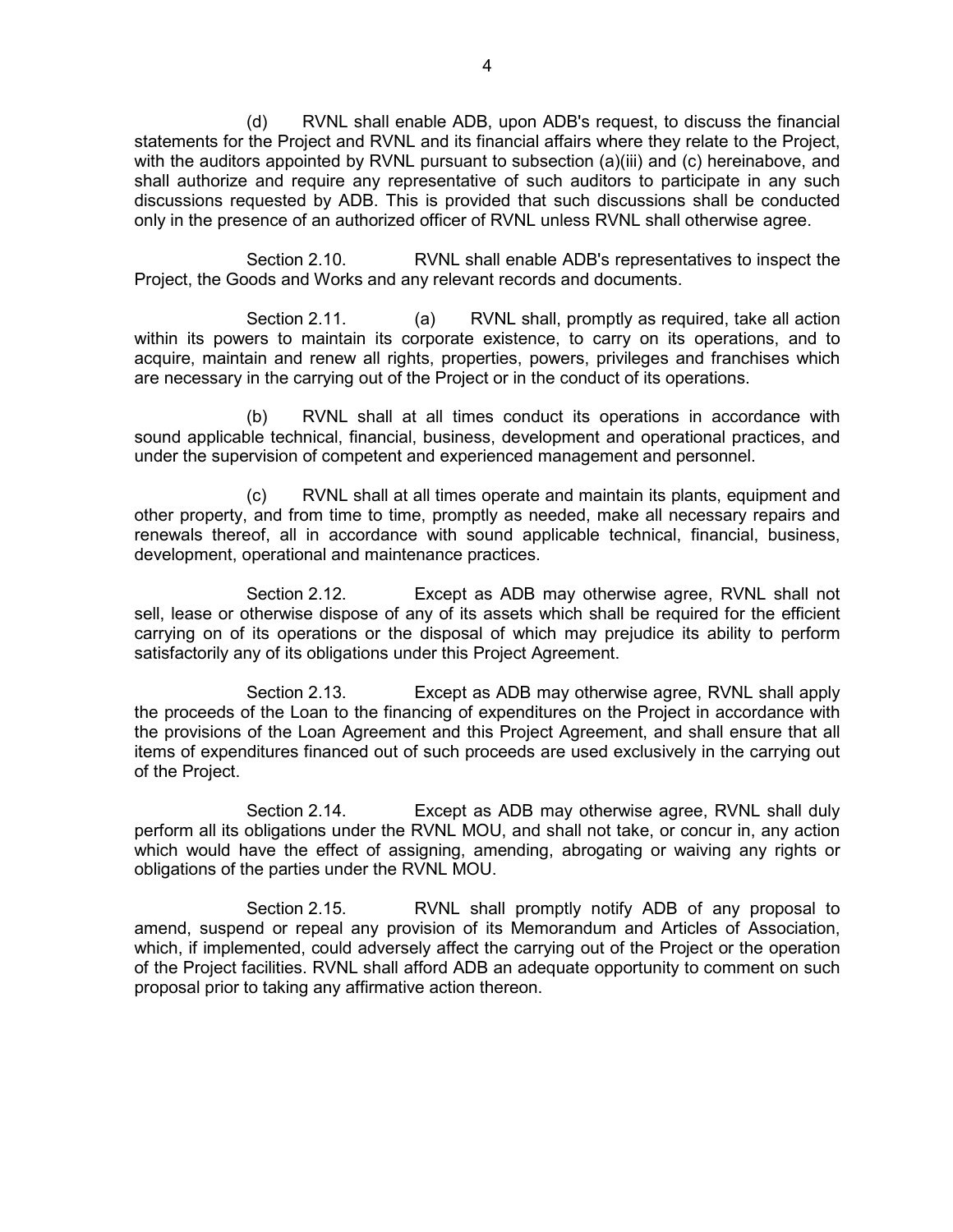(d) RVNL shall enable ADB, upon ADB's request, to discuss the financial statements for the Project and RVNL and its financial affairs where they relate to the Project, with the auditors appointed by RVNL pursuant to subsection (a)(iii) and (c) hereinabove, and shall authorize and require any representative of such auditors to participate in any such discussions requested by ADB. This is provided that such discussions shall be conducted only in the presence of an authorized officer of RVNL unless RVNL shall otherwise agree.

Section 2.10. RVNL shall enable ADB's representatives to inspect the Project, the Goods and Works and any relevant records and documents.

Section 2.11. (a) RVNL shall, promptly as required, take all action within its powers to maintain its corporate existence, to carry on its operations, and to acquire, maintain and renew all rights, properties, powers, privileges and franchises which are necessary in the carrying out of the Project or in the conduct of its operations.

(b) RVNL shall at all times conduct its operations in accordance with sound applicable technical, financial, business, development and operational practices, and under the supervision of competent and experienced management and personnel.

(c) RVNL shall at all times operate and maintain its plants, equipment and other property, and from time to time, promptly as needed, make all necessary repairs and renewals thereof, all in accordance with sound applicable technical, financial, business, development, operational and maintenance practices.

Section 2.12. Except as ADB may otherwise agree, RVNL shall not sell, lease or otherwise dispose of any of its assets which shall be required for the efficient carrying on of its operations or the disposal of which may prejudice its ability to perform satisfactorily any of its obligations under this Project Agreement.

Section 2.13. Except as ADB may otherwise agree, RVNL shall apply the proceeds of the Loan to the financing of expenditures on the Project in accordance with the provisions of the Loan Agreement and this Project Agreement, and shall ensure that all items of expenditures financed out of such proceeds are used exclusively in the carrying out of the Project.

Section 2.14. Except as ADB may otherwise agree, RVNL shall duly perform all its obligations under the RVNL MOU, and shall not take, or concur in, any action which would have the effect of assigning, amending, abrogating or waiving any rights or obligations of the parties under the RVNL MOU.

Section 2.15. RVNL shall promptly notify ADB of any proposal to amend, suspend or repeal any provision of its Memorandum and Articles of Association, which, if implemented, could adversely affect the carrying out of the Project or the operation of the Project facilities. RVNL shall afford ADB an adequate opportunity to comment on such proposal prior to taking any affirmative action thereon.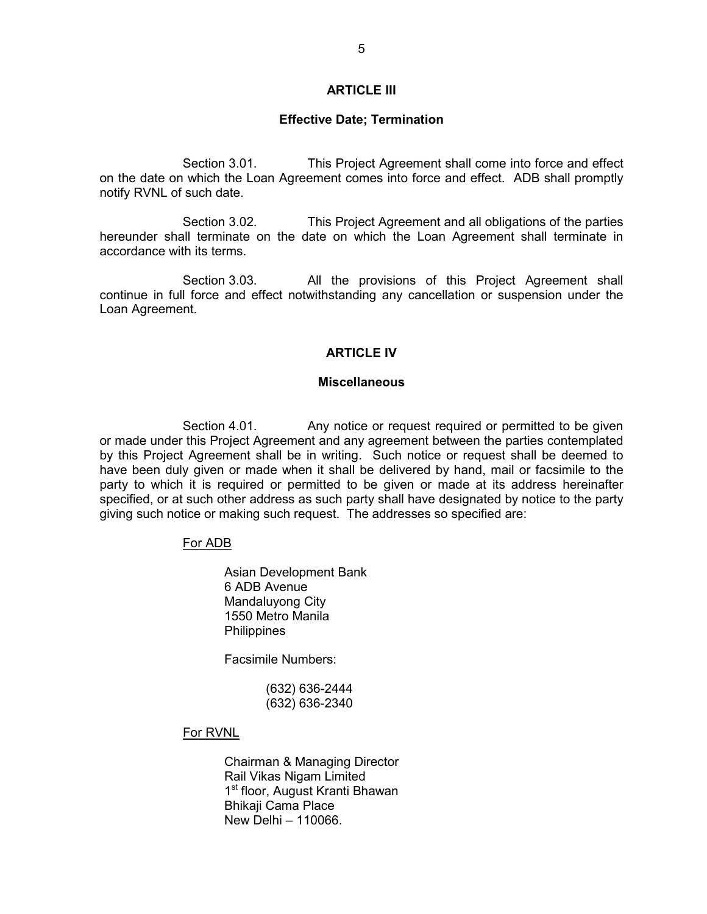## ARTICLE III

### Effective Date; Termination

Section 3.01. This Project Agreement shall come into force and effect on the date on which the Loan Agreement comes into force and effect. ADB shall promptly notify RVNL of such date.

Section 3.02. This Project Agreement and all obligations of the parties hereunder shall terminate on the date on which the Loan Agreement shall terminate in accordance with its terms.

Section 3.03. All the provisions of this Project Agreement shall continue in full force and effect notwithstanding any cancellation or suspension under the Loan Agreement.

## ARTICLE IV

### Miscellaneous

Section 4.01. Any notice or request required or permitted to be given or made under this Project Agreement and any agreement between the parties contemplated by this Project Agreement shall be in writing. Such notice or request shall be deemed to have been duly given or made when it shall be delivered by hand, mail or facsimile to the party to which it is required or permitted to be given or made at its address hereinafter specified, or at such other address as such party shall have designated by notice to the party giving such notice or making such request. The addresses so specified are:

For ADB

Asian Development Bank
6 ADB Avenue
Mandaluyong City
1550 Metro Manila
Philippines

Facsimile Numbers:

(632) 636-2444
(632) 636-2340

For RVNL

Chairman & Managing Director
Rail Vikas Nigam Limited
1st floor, August Kranti Bhawan
Bhikaji Cama Place
New Delhi – 110066.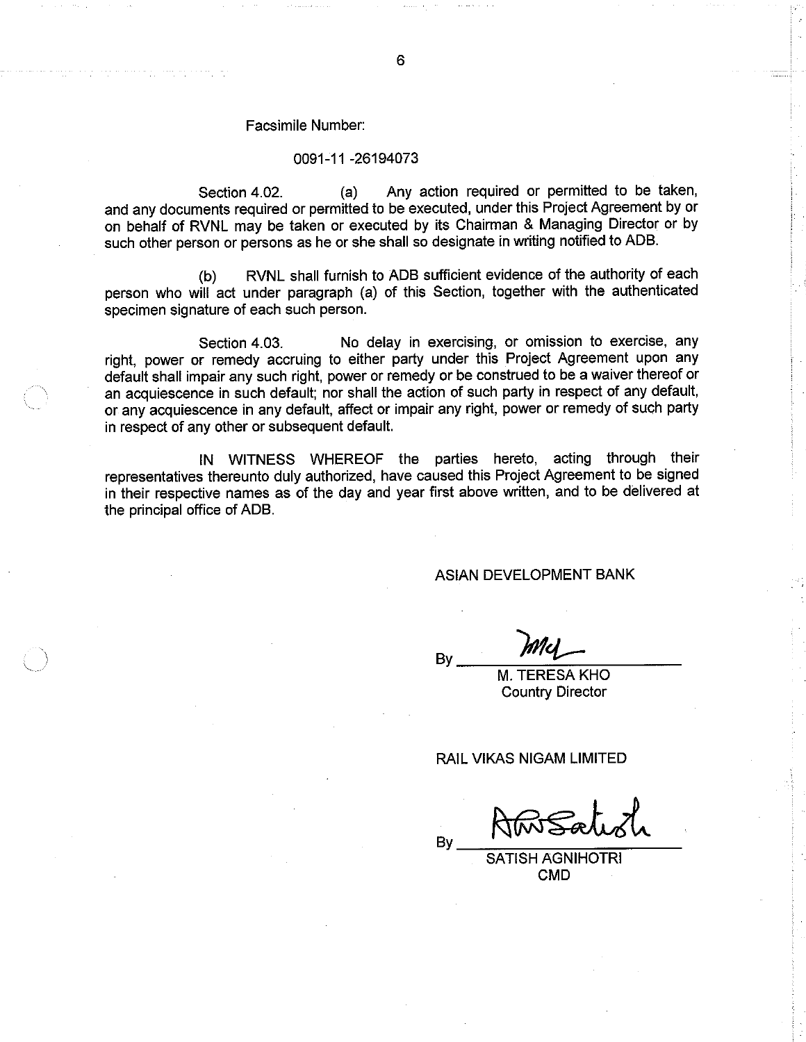Facsimile Number:

0091-11 -26194073

Section 4.02. (a) Any action required or permitted to be taken, and any documents required or permitted to be executed, under this Project Agreement by or on behalf of RVNL may be taken or executed by its Chairman & Managing Director or by such other person or persons as he or she shall so designate in writing notified to ADB.

(b) RVNL shall furnish to ADB sufficient evidence of the authority of each person who will act under paragraph (a) of this Section, together with the authenticated specimen signature of each such person.

Section 4.03. No delay in exercising, or omission to exercise, any right, power or remedy accruing to either party under this Project Agreement upon any default shall impair any such right, power or remedy or be construed to be a waiver thereof or an acquiescence in such default; nor shall the action of such party in respect of any default, or any acquiescence in any default, affect or impair any right, power or remedy of such party in respect of any other or subsequent default.

IN WITNESS WHEREOF the parties hereto, acting through their representatives thereunto duly authorized, have caused this Project Agreement to be signed in their respective names as of the day and year first above written, and to be delivered at the principal office of ADB.

ASIAN DEVELOPMENT BANK

By ______________________

M. TERESA KHO
Country Director

RAIL VIKAS NIGAM LIMITED

By ______________________

SATISH AGNIHOTRI
CMD